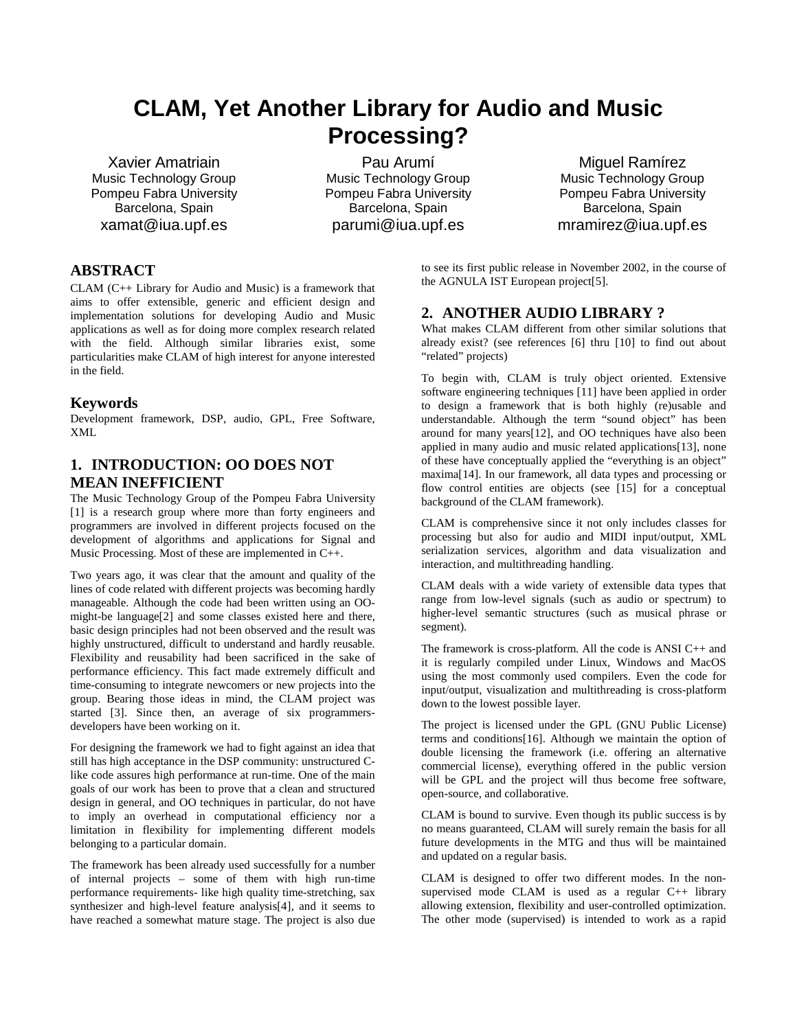# CLAM, Yet Another Library for Audio and Music Processing?

Xavier Amatriain
Music Technology Group
Pompeu Fabra University
Barcelona, Spain
xamat@iua.upf.es

Pau Arumí
Music Technology Group
Pompeu Fabra University
Barcelona, Spain
parumi@iua.upf.es

Miguel Ramírez
Music Technology Group
Pompeu Fabra University
Barcelona, Spain
mramirez@iua.upf.es

## ABSTRACT

CLAM (C++ Library for Audio and Music) is a framework that aims to offer extensible, generic and efficient design and implementation solutions for developing Audio and Music applications as well as for doing more complex research related with the field. Although similar libraries exist, some particularities make CLAM of high interest for anyone interested in the field.

### Keywords

Development framework, DSP, audio, GPL, Free Software, XML

## 1. INTRODUCTION: OO DOES NOT MEAN INEFFICIENT

The Music Technology Group of the Pompeu Fabra University [1] is a research group where more than forty engineers and programmers are involved in different projects focused on the development of algorithms and applications for Signal and Music Processing. Most of these are implemented in C++.

Two years ago, it was clear that the amount and quality of the lines of code related with different projects was becoming hardly manageable. Although the code had been written using an OO-might-be language[2] and some classes existed here and there, basic design principles had not been observed and the result was highly unstructured, difficult to understand and hardly reusable. Flexibility and reusability had been sacrificed in the sake of performance efficiency. This fact made extremely difficult and time-consuming to integrate newcomers or new projects into the group. Bearing those ideas in mind, the CLAM project was started [3]. Since then, an average of six programmers-developers have been working on it.

For designing the framework we had to fight against an idea that still has high acceptance in the DSP community: unstructured C-like code assures high performance at run-time. One of the main goals of our work has been to prove that a clean and structured design in general, and OO techniques in particular, do not have to imply an overhead in computational efficiency nor a limitation in flexibility for implementing different models belonging to a particular domain.

The framework has been already used successfully for a number of internal projects – some of them with high run-time performance requirements- like high quality time-stretching, sax synthesizer and high-level feature analysis[4], and it seems to have reached a somewhat mature stage. The project is also due to see its first public release in November 2002, in the course of the AGNULA IST European project[5].

## 2. ANOTHER AUDIO LIBRARY ?

What makes CLAM different from other similar solutions that already exist? (see references [6] thru [10] to find out about “related” projects)

To begin with, CLAM is truly object oriented. Extensive software engineering techniques [11] have been applied in order to design a framework that is both highly (re)usable and understandable. Although the term “sound object” has been around for many years[12], and OO techniques have also been applied in many audio and music related applications[13], none of these have conceptually applied the “everything is an object” maxima[14]. In our framework, all data types and processing or flow control entities are objects (see [15] for a conceptual background of the CLAM framework).

CLAM is comprehensive since it not only includes classes for processing but also for audio and MIDI input/output, XML serialization services, algorithm and data visualization and interaction, and multithreading handling.

CLAM deals with a wide variety of extensible data types that range from low-level signals (such as audio or spectrum) to higher-level semantic structures (such as musical phrase or segment).

The framework is cross-platform. All the code is ANSI C++ and it is regularly compiled under Linux, Windows and MacOS using the most commonly used compilers. Even the code for input/output, visualization and multithreading is cross-platform down to the lowest possible layer.

The project is licensed under the GPL (GNU Public License) terms and conditions[16]. Although we maintain the option of double licensing the framework (i.e. offering an alternative commercial license), everything offered in the public version will be GPL and the project will thus become free software, open-source, and collaborative.

CLAM is bound to survive. Even though its public success is by no means guaranteed, CLAM will surely remain the basis for all future developments in the MTG and thus will be maintained and updated on a regular basis.

CLAM is designed to offer two different modes. In the non-supervised mode CLAM is used as a regular C++ library allowing extension, flexibility and user-controlled optimization. The other mode (supervised) is intended to work as a rapid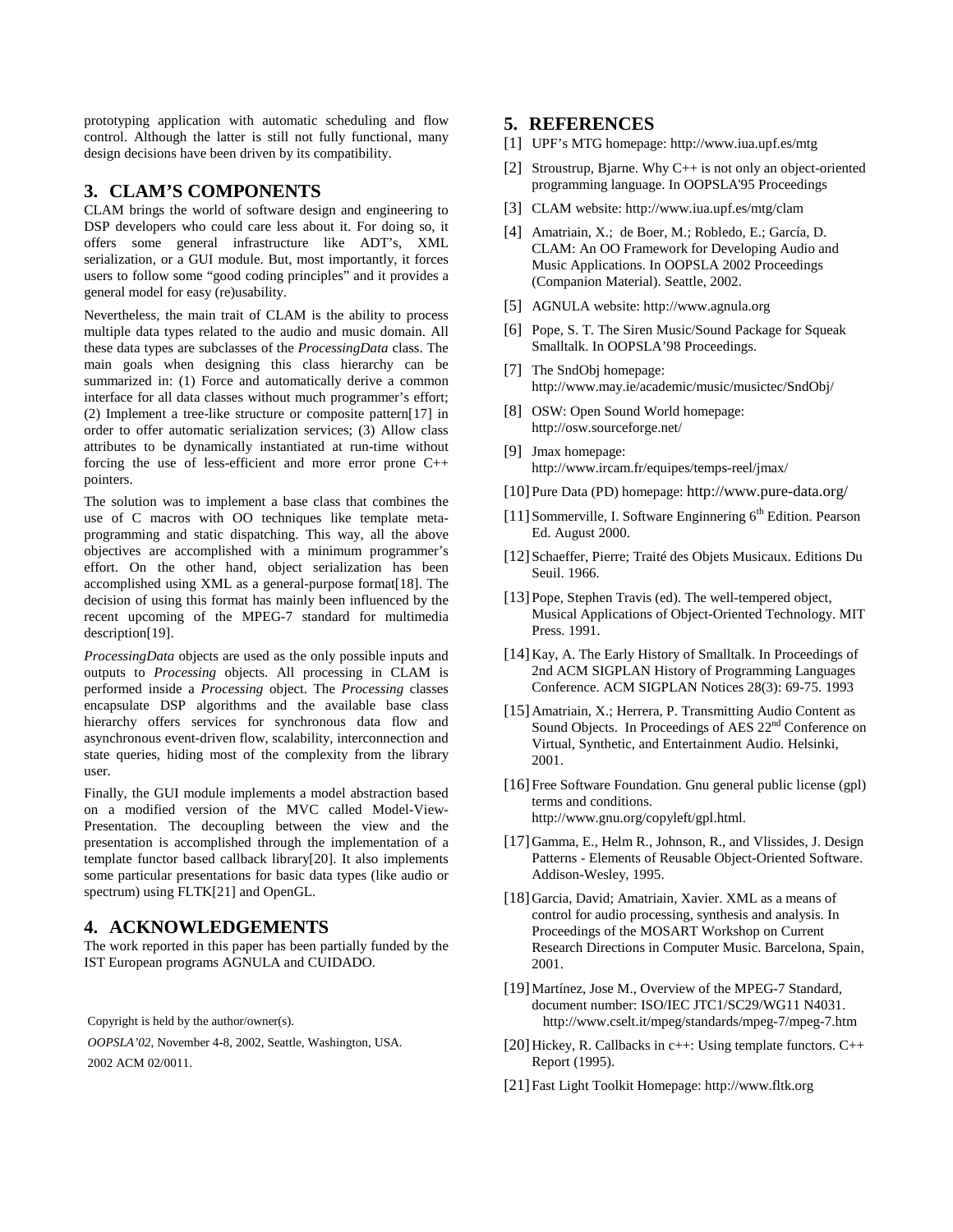prototyping application with automatic scheduling and flow control. Although the latter is still not fully functional, many design decisions have been driven by its compatibility.

## 3. CLAM'S COMPONENTS

CLAM brings the world of software design and engineering to DSP developers who could care less about it. For doing so, it offers some general infrastructure like ADT's, XML serialization, or a GUI module. But, most importantly, it forces users to follow some "good coding principles" and it provides a general model for easy (re)usability.

Nevertheless, the main trait of CLAM is the ability to process multiple data types related to the audio and music domain. All these data types are subclasses of the *ProcessingData* class. The main goals when designing this class hierarchy can be summarized in: (1) Force and automatically derive a common interface for all data classes without much programmer's effort; (2) Implement a tree-like structure or composite pattern[17] in order to offer automatic serialization services; (3) Allow class attributes to be dynamically instantiated at run-time without forcing the use of less-efficient and more error prone C++ pointers.

The solution was to implement a base class that combines the use of C macros with OO techniques like template meta-programming and static dispatching. This way, all the above objectives are accomplished with a minimum programmer's effort. On the other hand, object serialization has been accomplished using XML as a general-purpose format[18]. The decision of using this format has mainly been influenced by the recent upcoming of the MPEG-7 standard for multimedia description[19].

*ProcessingData* objects are used as the only possible inputs and outputs to *Processing* objects. All processing in CLAM is performed inside a *Processing* object. The *Processing* classes encapsulate DSP algorithms and the available base class hierarchy offers services for synchronous data flow and asynchronous event-driven flow, scalability, interconnection and state queries, hiding most of the complexity from the library user.

Finally, the GUI module implements a model abstraction based on a modified version of the MVC called Model-View-Presentation. The decoupling between the view and the presentation is accomplished through the implementation of a template functor based callback library[20]. It also implements some particular presentations for basic data types (like audio or spectrum) using FLTK[21] and OpenGL.

## 4. ACKNOWLEDGEMENTS

The work reported in this paper has been partially funded by the IST European programs AGNULA and CUIDADO.

Copyright is held by the author/owner(s).

*OOPSLA'02*, November 4-8, 2002, Seattle, Washington, USA.

2002 ACM 02/0011.

## 5. REFERENCES

[1] UPF's MTG homepage: http://www.iua.upf.es/mtg

[2] Stroustrup, Bjarne. Why C++ is not only an object-oriented programming language. In OOPSLA'95 Proceedings

[3] CLAM website: http://www.iua.upf.es/mtg/clam

[4] Amatriain, X.; de Boer, M.; Robledo, E.; García, D. CLAM: An OO Framework for Developing Audio and Music Applications. In OOPSLA 2002 Proceedings (Companion Material). Seattle, 2002.

[5] AGNULA website: http://www.agnula.org

[6] Pope, S. T. The Siren Music/Sound Package for Squeak Smalltalk. In OOPSLA'98 Proceedings.

[7] The SndObj homepage: http://www.may.ie/academic/music/musictec/SndObj/

[8] OSW: Open Sound World homepage: http://osw.sourceforge.net/

[9] Jmax homepage: http://www.ircam.fr/equipes/temps-reel/jmax/

[10] Pure Data (PD) homepage: http://www.pure-data.org/

[11] Sommerville, I. Software Enginnering 6th Edition. Pearson Ed. August 2000.

[12] Schaeffer, Pierre; Traité des Objets Musicaux. Editions Du Seuil. 1966.

[13] Pope, Stephen Travis (ed). The well-tempered object, Musical Applications of Object-Oriented Technology. MIT Press. 1991.

[14] Kay, A. The Early History of Smalltalk. In Proceedings of 2nd ACM SIGPLAN History of Programming Languages Conference. ACM SIGPLAN Notices 28(3): 69-75. 1993

[15] Amatriain, X.; Herrera, P. Transmitting Audio Content as Sound Objects. In Proceedings of AES 22nd Conference on Virtual, Synthetic, and Entertainment Audio. Helsinki, 2001.

[16] Free Software Foundation. Gnu general public license (gpl) terms and conditions. http://www.gnu.org/copyleft/gpl.html.

[17] Gamma, E., Helm R., Johnson, R., and Vlissides, J. Design Patterns - Elements of Reusable Object-Oriented Software. Addison-Wesley, 1995.

[18] Garcia, David; Amatriain, Xavier. XML as a means of control for audio processing, synthesis and analysis. In Proceedings of the MOSART Workshop on Current Research Directions in Computer Music. Barcelona, Spain, 2001.

[19] Martínez, Jose M., Overview of the MPEG-7 Standard, document number: ISO/IEC JTC1/SC29/WG11 N4031. http://www.cselt.it/mpeg/standards/mpeg-7/mpeg-7.htm

[20] Hickey, R. Callbacks in c++: Using template functors. C++ Report (1995).

[21] Fast Light Toolkit Homepage: http://www.fltk.org